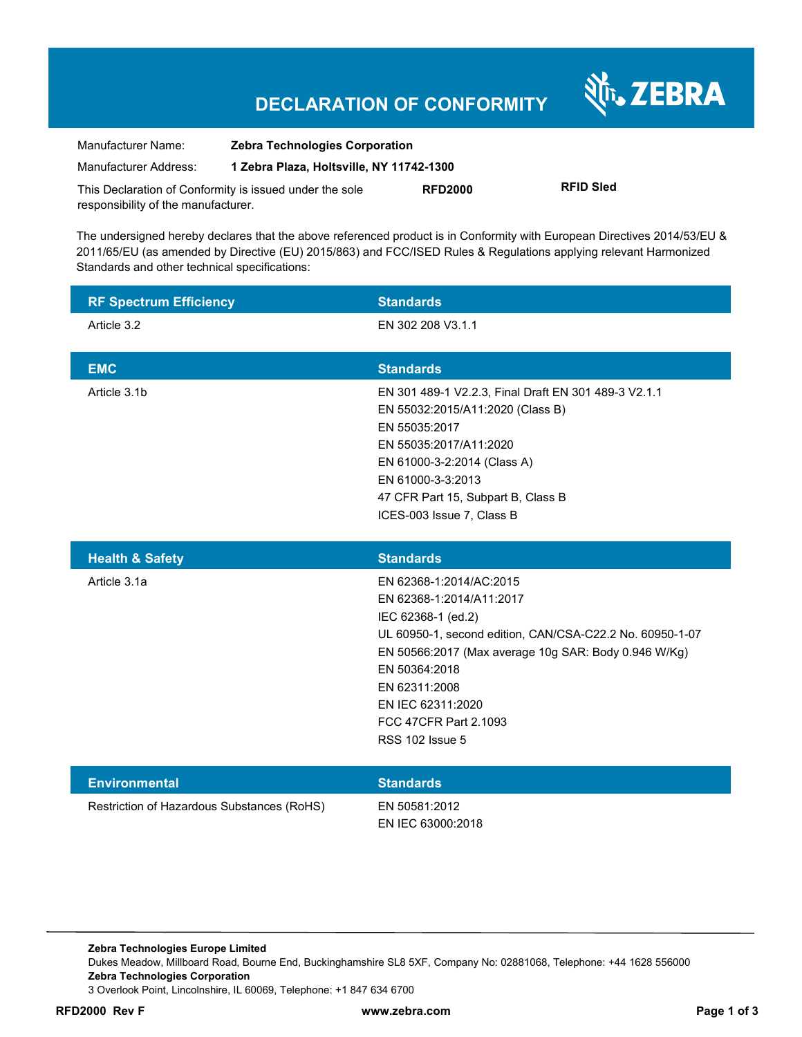# DECLARATION OF CONFORMITY

ZEBRA

| | |
|---|---|
| Manufacturer Name: | **Zebra Technologies Corporation** |
| Manufacturer Address: | **1 Zebra Plaza, Holtsville, NY 11742-1300** |

This Declaration of Conformity is issued under the sole responsibility of the manufacturer. **RFD2000** **RFID Sled**

The undersigned hereby declares that the above referenced product is in Conformity with European Directives 2014/53/EU & 2011/65/EU (as amended by Directive (EU) 2015/863) and FCC/ISED Rules & Regulations applying relevant Harmonized Standards and other technical specifications:

| RF Spectrum Efficiency | Standards |
|---|---|
| Article 3.2 | EN 302 208 V3.1.1 |

| EMC | Standards |
|---|---|
| Article 3.1b | EN 301 489-1 V2.2.3, Final Draft EN 301 489-3 V2.1.1 |
| | EN 55032:2015/A11:2020 (Class B) |
| | EN 55035:2017 |
| | EN 55035:2017/A11:2020 |
| | EN 61000-3-2:2014 (Class A) |
| | EN 61000-3-3:2013 |
| | 47 CFR Part 15, Subpart B, Class B |
| | ICES-003 Issue 7, Class B |

| Health & Safety | Standards |
|---|---|
| Article 3.1a | EN 62368-1:2014/AC:2015 |
| | EN 62368-1:2014/A11:2017 |
| | IEC 62368-1 (ed.2) |
| | UL 60950-1, second edition, CAN/CSA-C22.2 No. 60950-1-07 |
| | EN 50566:2017 (Max average 10g SAR: Body 0.946 W/Kg) |
| | EN 50364:2018 |
| | EN 62311:2008 |
| | EN IEC 62311:2020 |
| | FCC 47CFR Part 2.1093 |
| | RSS 102 Issue 5 |

| Environmental | Standards |
|---|---|
| Restriction of Hazardous Substances (RoHS) | EN 50581:2012 |
| | EN IEC 63000:2018 |

**Zebra Technologies Europe Limited**
Dukes Meadow, Millboard Road, Bourne End, Buckinghamshire SL8 5XF, Company No: 02881068, Telephone: +44 1628 556000
**Zebra Technologies Corporation**
3 Overlook Point, Lincolnshire, IL 60069, Telephone: +1 847 634 6700

**RFD2000 Rev F** **www.zebra.com**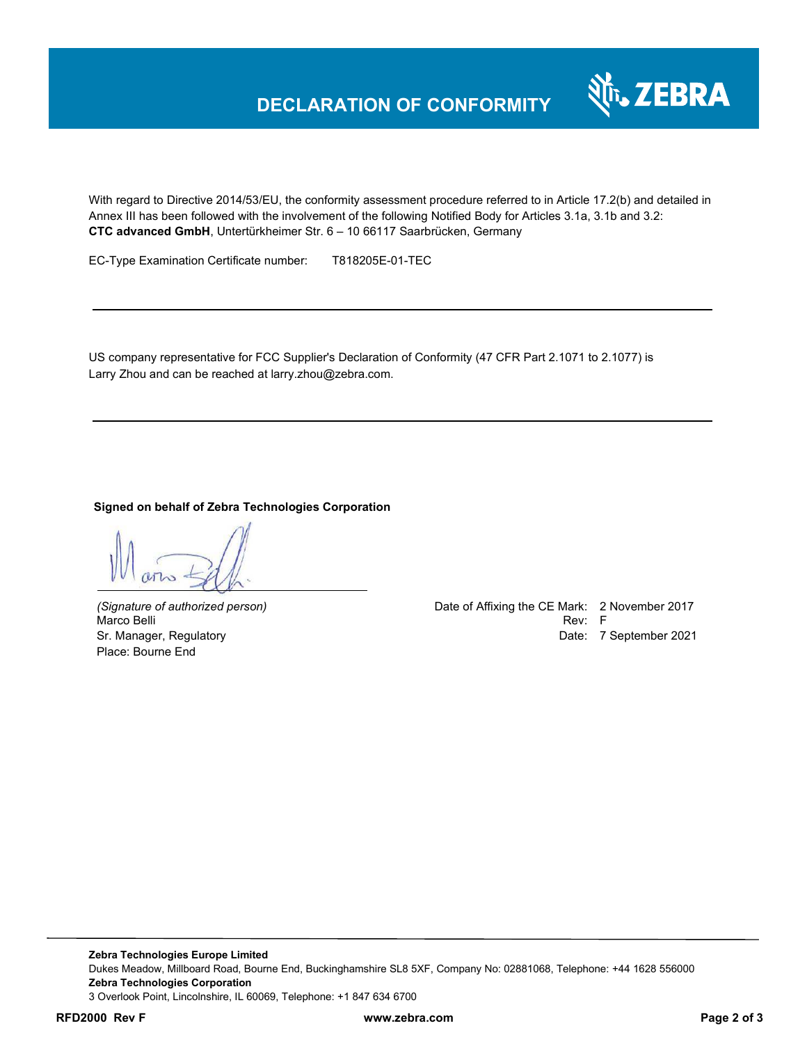# DECLARATION OF CONFORMITY

With regard to Directive 2014/53/EU, the conformity assessment procedure referred to in Article 17.2(b) and detailed in Annex III has been followed with the involvement of the following Notified Body for Articles 3.1a, 3.1b and 3.2:
**CTC advanced GmbH**, Untertürkheimer Str. 6 – 10 66117 Saarbrücken, Germany

EC-Type Examination Certificate number: T818205E-01-TEC

---

US company representative for FCC Supplier's Declaration of Conformity (47 CFR Part 2.1071 to 2.1077) is Larry Zhou and can be reached at larry.zhou@zebra.com.

---

**Signed on behalf of Zebra Technologies Corporation**

*(Signature of authorized person)*
Marco Belli
Sr. Manager, Regulatory
Place: Bourne End

Date of Affixing the CE Mark: 2 November 2017
Rev: F
Date: 7 September 2021

**Zebra Technologies Europe Limited**
Dukes Meadow, Millboard Road, Bourne End, Buckinghamshire SL8 5XF, Company No: 02881068, Telephone: +44 1628 556000
**Zebra Technologies Corporation**
3 Overlook Point, Lincolnshire, IL 60069, Telephone: +1 847 634 6700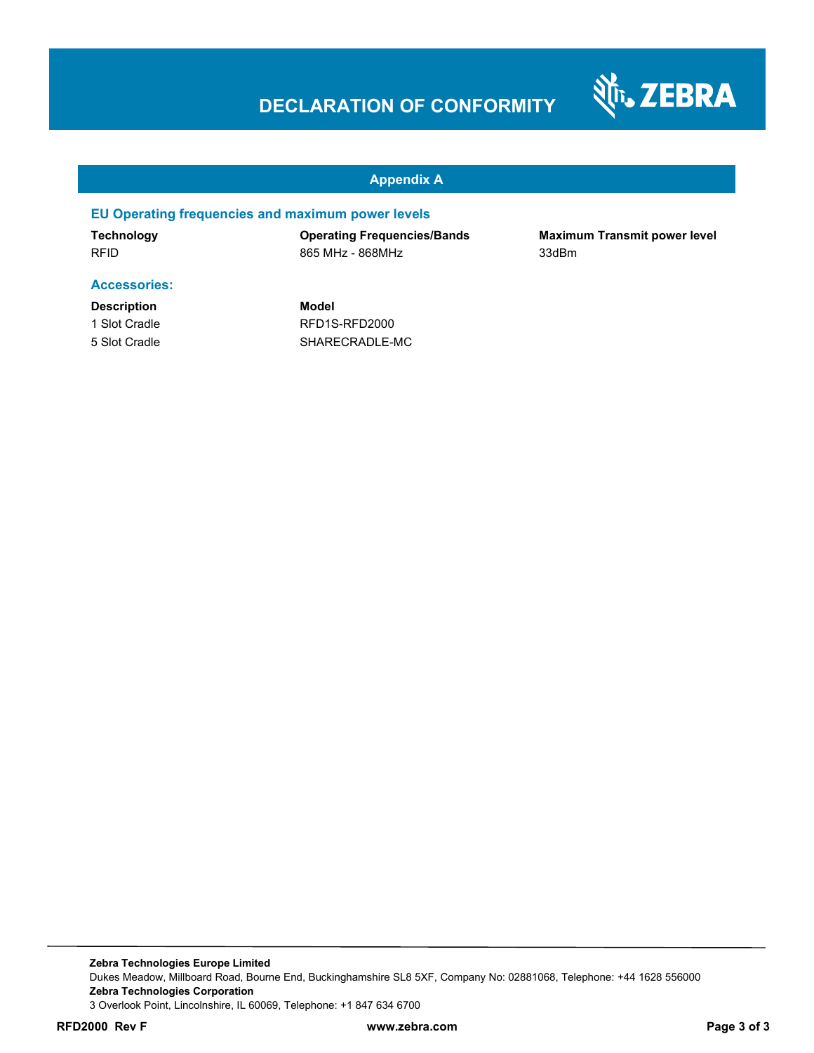# DECLARATION OF CONFORMITY

## Appendix A

### EU Operating frequencies and maximum power levels

| Technology | Operating Frequencies/Bands | Maximum Transmit power level |
|---|---|---|
| RFID | 865 MHz - 868MHz | 33dBm |

### Accessories:

| Description | Model |
|---|---|
| 1 Slot Cradle | RFD1S-RFD2000 |
| 5 Slot Cradle | SHARECRADLE-MC |

**Zebra Technologies Europe Limited**
Dukes Meadow, Millboard Road, Bourne End, Buckinghamshire SL8 5XF, Company No: 02881068, Telephone: +44 1628 556000
**Zebra Technologies Corporation**
3 Overlook Point, Lincolnshire, IL 60069, Telephone: +1 847 634 6700

**RFD2000 Rev F** **www.zebra.com**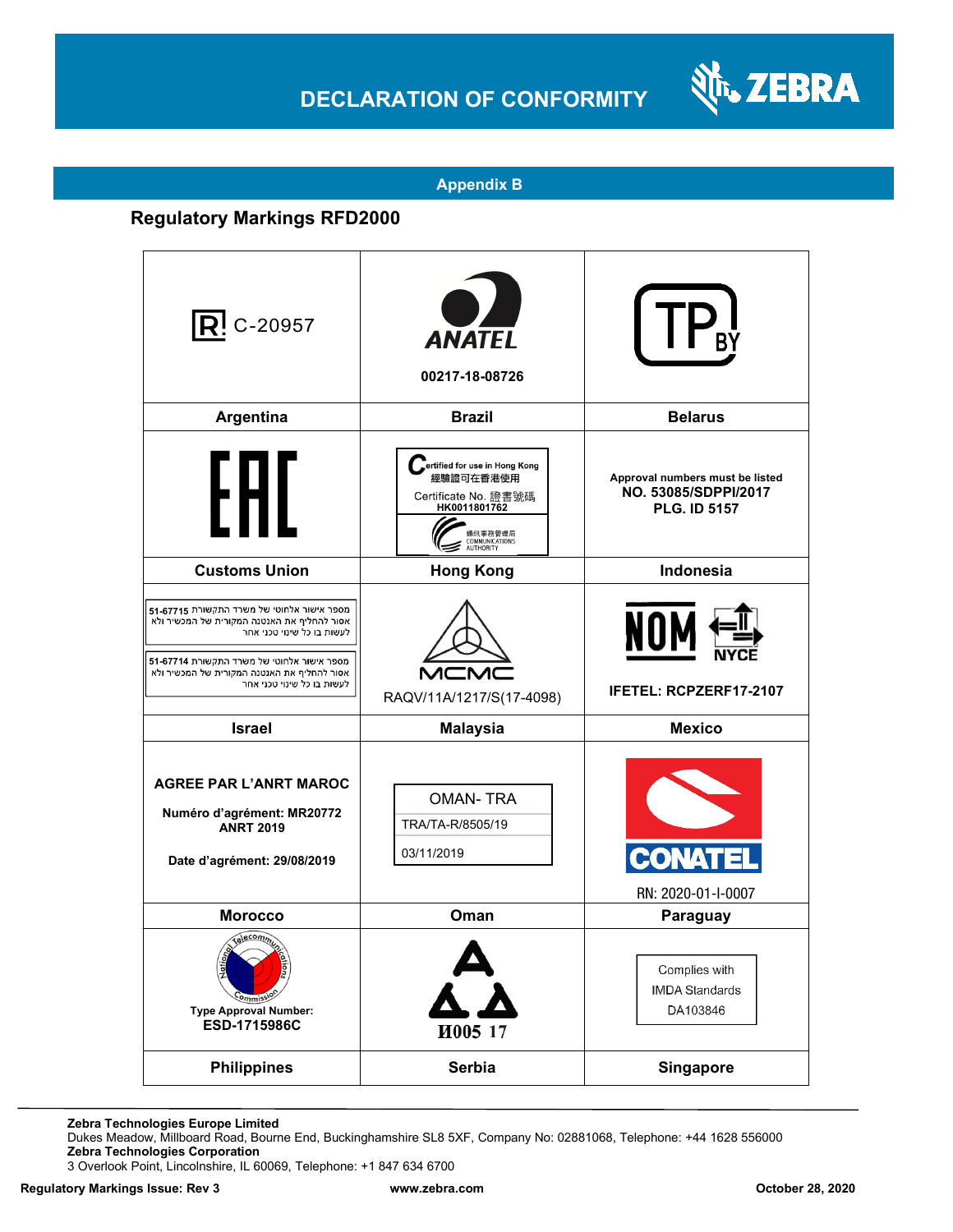# DECLARATION OF CONFORMITY

## Appendix B

### Regulatory Markings RFD2000

| | | |
|---|---|---|
| C-20957 | ANATEL 00217-18-08726 | TP BY |
| **Argentina** | **Brazil** | **Belarus** |
| EAC | Certified for use in Hong Kong 經驗證可在香港使用 Certificate No. 證書號碼 HK0011801762 通訊事務管理局 COMMUNICATIONS AUTHORITY | Approval numbers must be listed NO. 53085/SDPPI/2017 PLG. ID 5157 |
| **Customs Union** | **Hong Kong** | **Indonesia** |
| 51-67715 מספר אישור אלחוטי של משרד התקשורת אסור להחליף את האנטנה המקורית של המכשיר ולא לעשות בו כל שינוי טכני אחר 51-67714 מספר אישור אלחוטי של משרד התקשורת אסור להחליף את האנטנה המקורית של המכשיר ולא לעשות בו כל שינוי טכני אחר | MCMC RAQV/11A/1217/S(17-4098) | NOM NYCE IFETEL: RCPZERF17-2107 |
| **Israel** | **Malaysia** | **Mexico** |
| AGREE PAR L'ANRT MAROC Numéro d'agrément: MR20772 ANRT 2019 Date d'agrément: 29/08/2019 | OMAN- TRA TRA/TA-R/8505/19 03/11/2019 | CONATEL RN: 2020-01-I-0007 |
| **Morocco** | **Oman** | **Paraguay** |
| National Telecommunications Commission Type Approval Number: ESD-1715986C | И005 17 | Complies with IMDA Standards DA103846 |
| **Philippines** | **Serbia** | **Singapore** |

**Zebra Technologies Europe Limited**
Dukes Meadow, Millboard Road, Bourne End, Buckinghamshire SL8 5XF, Company No: 02881068, Telephone: +44 1628 556000
**Zebra Technologies Corporation**
3 Overlook Point, Lincolnshire, IL 60069, Telephone: +1 847 634 6700

**Regulatory Markings Issue: Rev 3** **www.zebra.com** **October 28, 2020**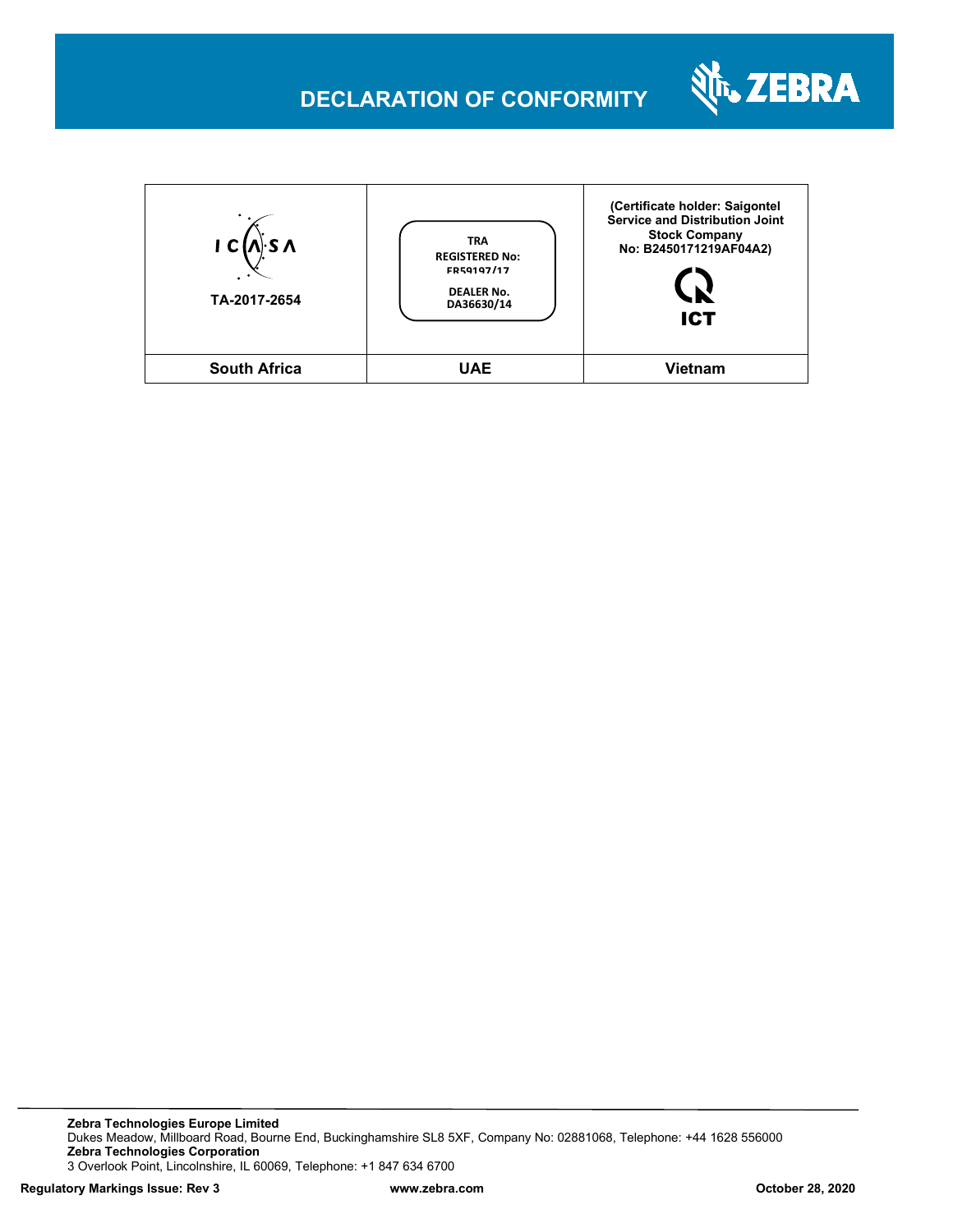# DECLARATION OF CONFORMITY

| | | |
|---|---|---|
| ICASA<br>TA-2017-2654 | TRA<br>REGISTERED No:<br>ER59197/17<br>DEALER No.<br>DA36630/14 | (Certificate holder: Saigontel Service and Distribution Joint Stock Company No: B2450171219AF04A2)<br>ICT |
| **South Africa** | **UAE** | **Vietnam** |

**Zebra Technologies Europe Limited**
Dukes Meadow, Millboard Road, Bourne End, Buckinghamshire SL8 5XF, Company No: 02881068, Telephone: +44 1628 556000
**Zebra Technologies Corporation**
3 Overlook Point, Lincolnshire, IL 60069, Telephone: +1 847 634 6700

**Regulatory Markings Issue: Rev 3** **www.zebra.com** **October 28, 2020**